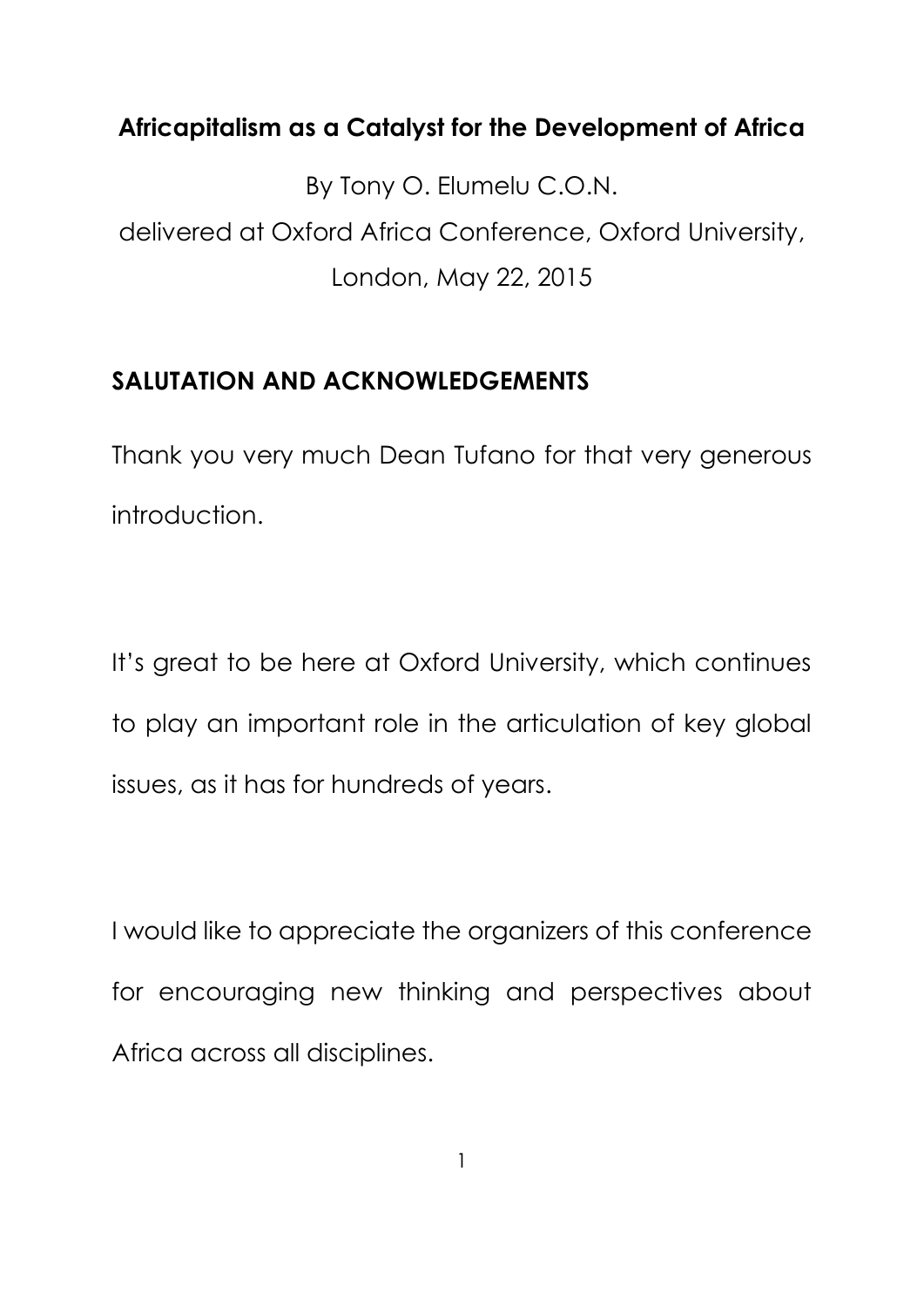# Africapitalism as a Catalyst for the Development of Africa

By Tony O. Elumelu C.O.N.

delivered at Oxford Africa Conference, Oxford University, London, May 22, 2015

## SALUTATION AND ACKNOWLEDGEMENTS

Thank you very much Dean Tufano for that very generous introduction.

It's great to be here at Oxford University, which continues to play an important role in the articulation of key global issues, as it has for hundreds of years.

I would like to appreciate the organizers of this conference for encouraging new thinking and perspectives about Africa across all disciplines.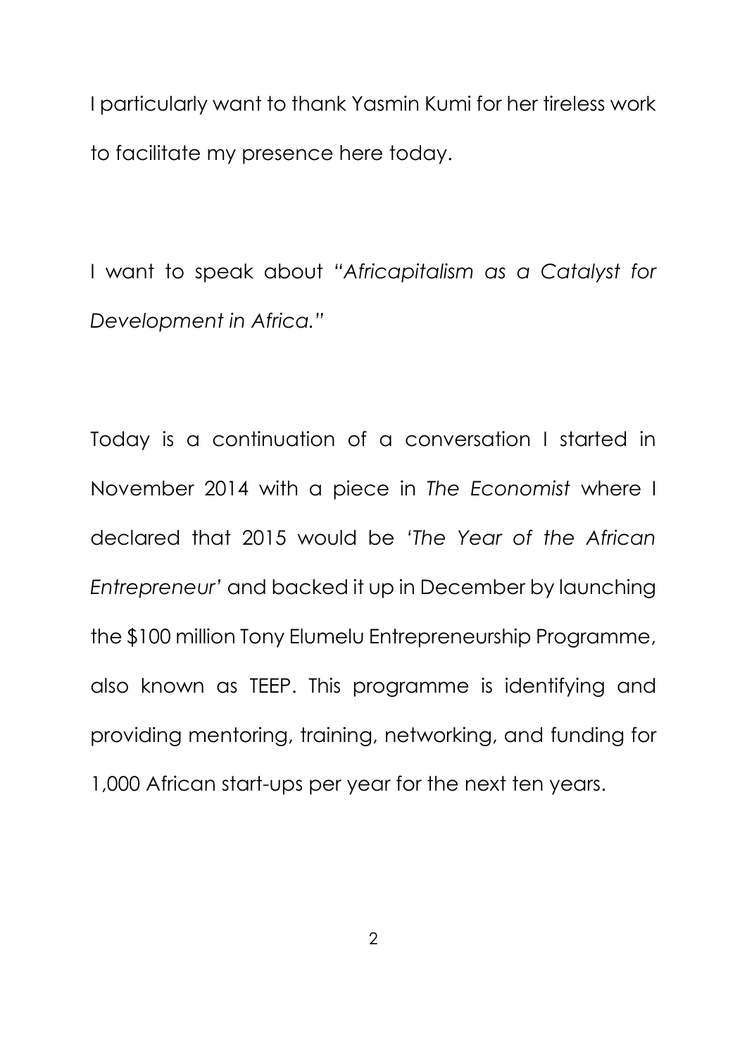I particularly want to thank Yasmin Kumi for her tireless work to facilitate my presence here today.

I want to speak about "*Africapitalism as a Catalyst for Development in Africa.*"

Today is a continuation of a conversation I started in November 2014 with a piece in *The Economist* where I declared that 2015 would be '*The Year of the African Entrepreneur*' and backed it up in December by launching the $100 million Tony Elumelu Entrepreneurship Programme, also known as TEEP. This programme is identifying and providing mentoring, training, networking, and funding for 1,000 African start-ups per year for the next ten years.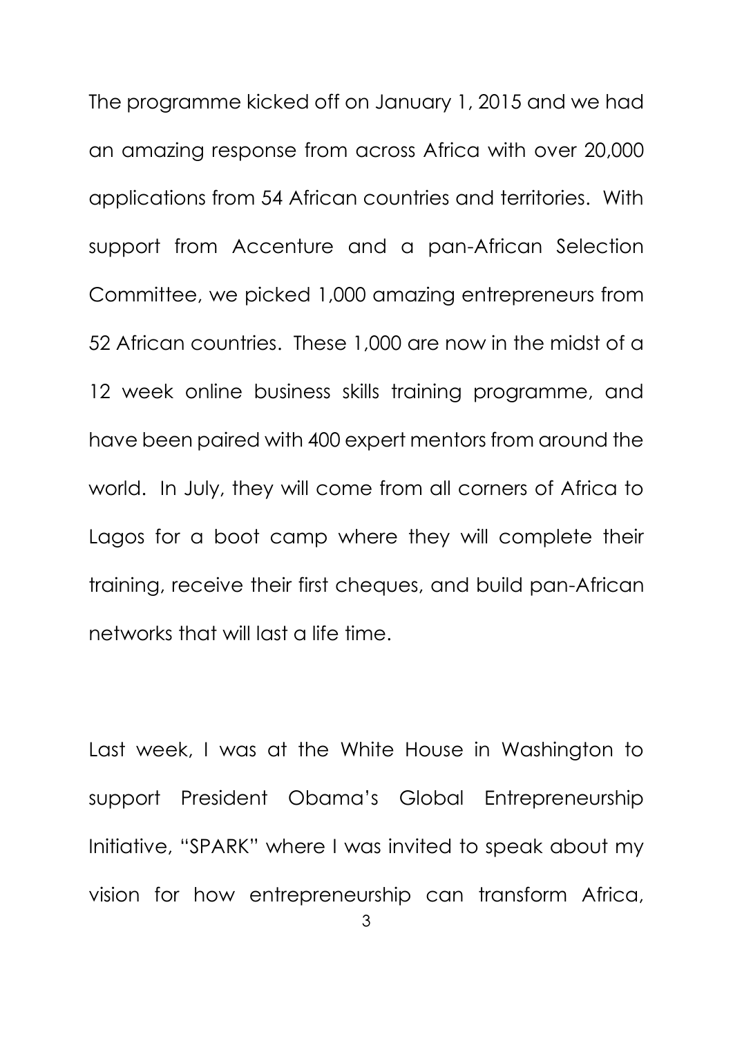The programme kicked off on January 1, 2015 and we had an amazing response from across Africa with over 20,000 applications from 54 African countries and territories. With support from Accenture and a pan-African Selection Committee, we picked 1,000 amazing entrepreneurs from 52 African countries. These 1,000 are now in the midst of a 12 week online business skills training programme, and have been paired with 400 expert mentors from around the world. In July, they will come from all corners of Africa to Lagos for a boot camp where they will complete their training, receive their first cheques, and build pan-African networks that will last a life time.

Last week, I was at the White House in Washington to support President Obama's Global Entrepreneurship Initiative, "SPARK" where I was invited to speak about my vision for how entrepreneurship can transform Africa,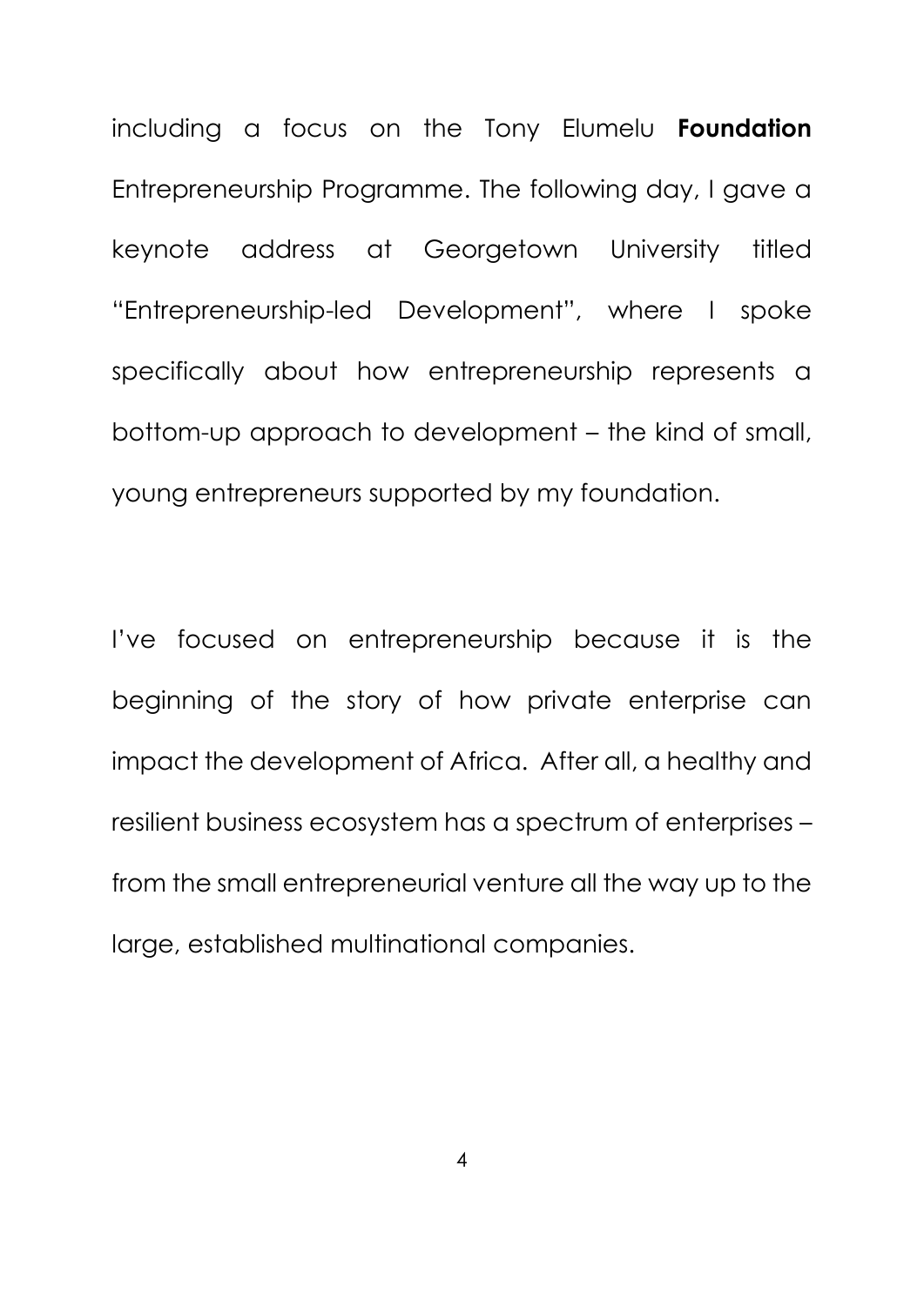including a focus on the Tony Elumelu **Foundation** Entrepreneurship Programme. The following day, I gave a keynote address at Georgetown University titled "Entrepreneurship-led Development", where I spoke specifically about how entrepreneurship represents a bottom-up approach to development – the kind of small, young entrepreneurs supported by my foundation.

I've focused on entrepreneurship because it is the beginning of the story of how private enterprise can impact the development of Africa. After all, a healthy and resilient business ecosystem has a spectrum of enterprises – from the small entrepreneurial venture all the way up to the large, established multinational companies.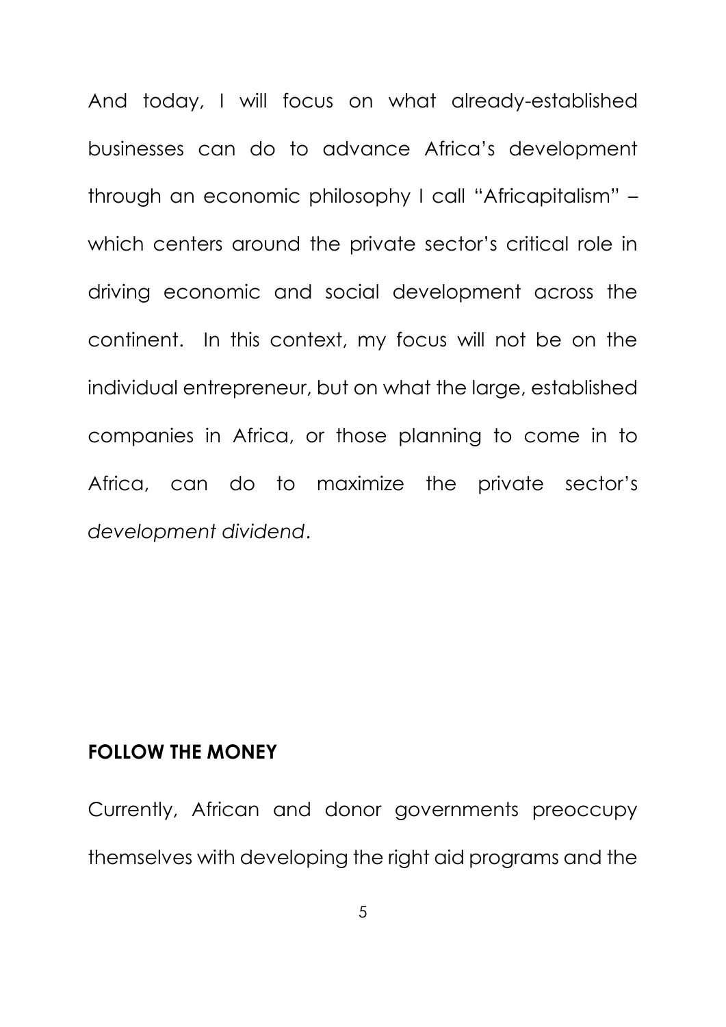And today, I will focus on what already-established businesses can do to advance Africa's development through an economic philosophy I call "Africapitalism" – which centers around the private sector's critical role in driving economic and social development across the continent. In this context, my focus will not be on the individual entrepreneur, but on what the large, established companies in Africa, or those planning to come in to Africa, can do to maximize the private sector's *development dividend*.

**FOLLOW THE MONEY**

Currently, African and donor governments preoccupy themselves with developing the right aid programs and the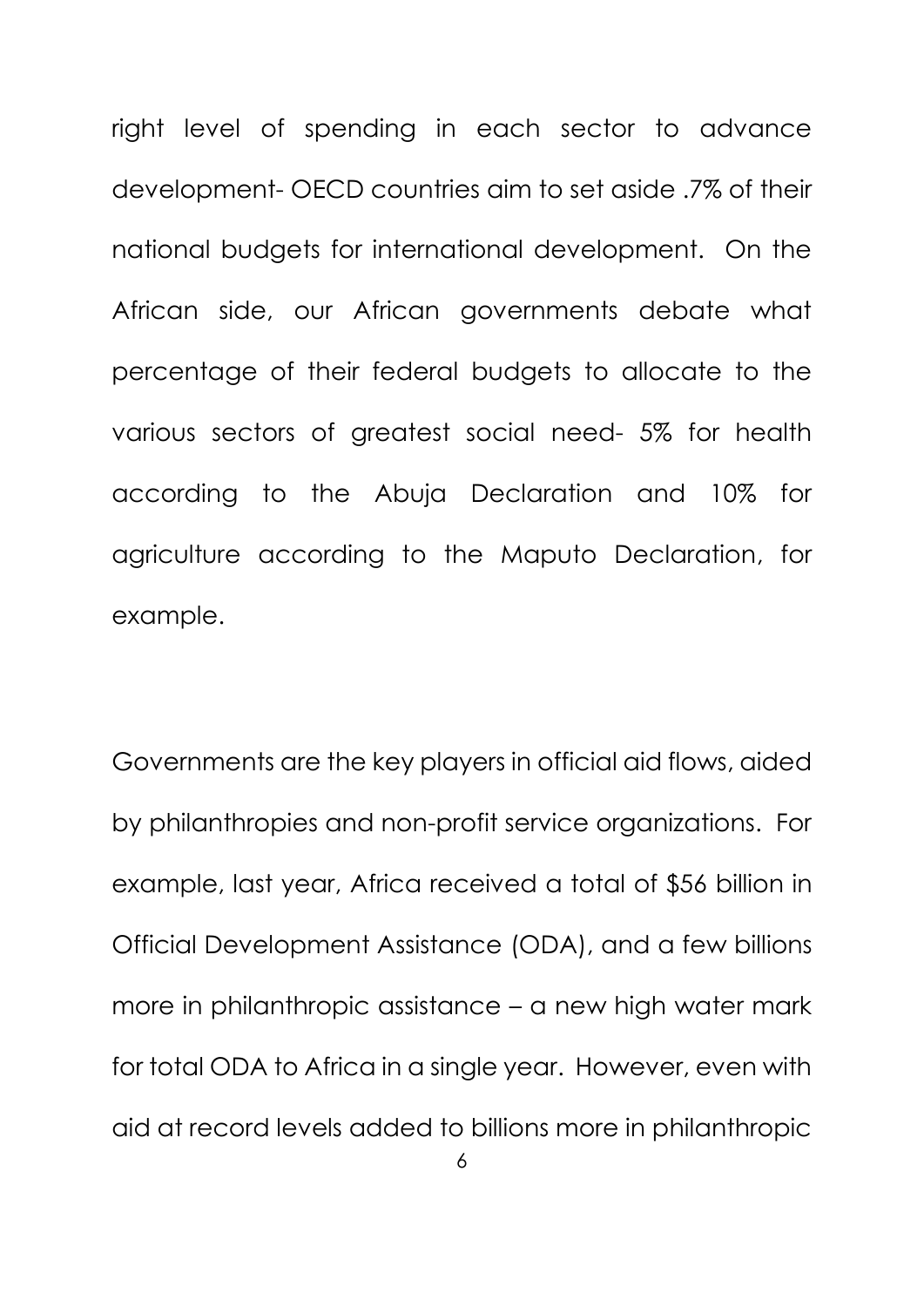right level of spending in each sector to advance development- OECD countries aim to set aside .7% of their national budgets for international development. On the African side, our African governments debate what percentage of their federal budgets to allocate to the various sectors of greatest social need- 5% for health according to the Abuja Declaration and 10% for agriculture according to the Maputo Declaration, for example.

Governments are the key players in official aid flows, aided by philanthropies and non-profit service organizations. For example, last year, Africa received a total of $56 billion in Official Development Assistance (ODA), and a few billions more in philanthropic assistance – a new high water mark for total ODA to Africa in a single year. However, even with aid at record levels added to billions more in philanthropic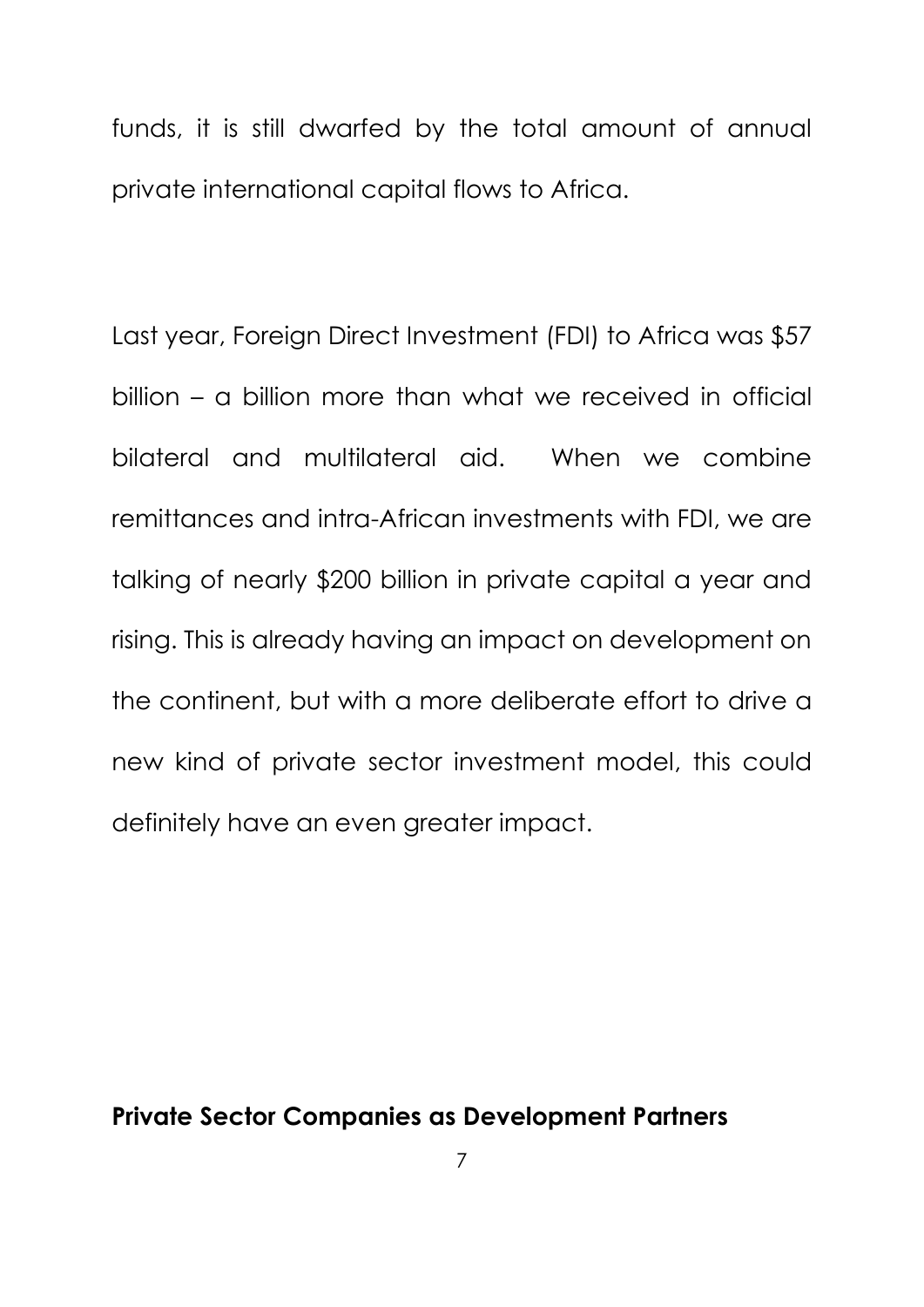funds, it is still dwarfed by the total amount of annual private international capital flows to Africa.

Last year, Foreign Direct Investment (FDI) to Africa was $57 billion – a billion more than what we received in official bilateral and multilateral aid. When we combine remittances and intra-African investments with FDI, we are talking of nearly $200 billion in private capital a year and rising. This is already having an impact on development on the continent, but with a more deliberate effort to drive a new kind of private sector investment model, this could definitely have an even greater impact.

**Private Sector Companies as Development Partners**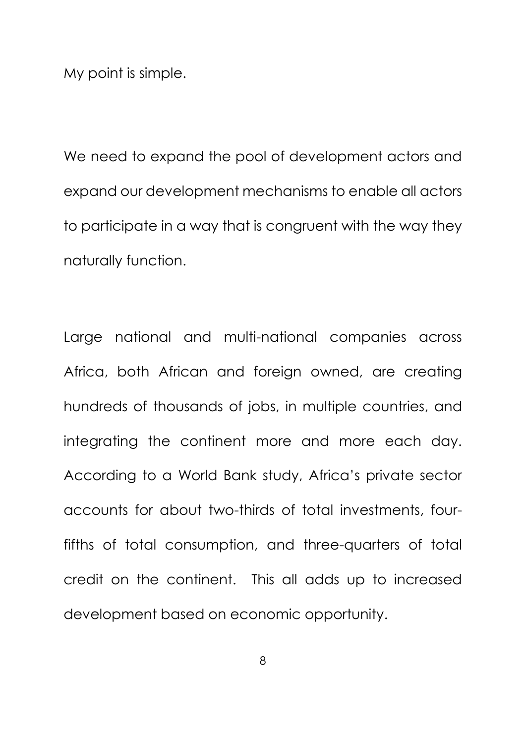My point is simple.

We need to expand the pool of development actors and expand our development mechanisms to enable all actors to participate in a way that is congruent with the way they naturally function.

Large national and multi-national companies across Africa, both African and foreign owned, are creating hundreds of thousands of jobs, in multiple countries, and integrating the continent more and more each day. According to a World Bank study, Africa's private sector accounts for about two-thirds of total investments, four-fifths of total consumption, and three-quarters of total credit on the continent. This all adds up to increased development based on economic opportunity.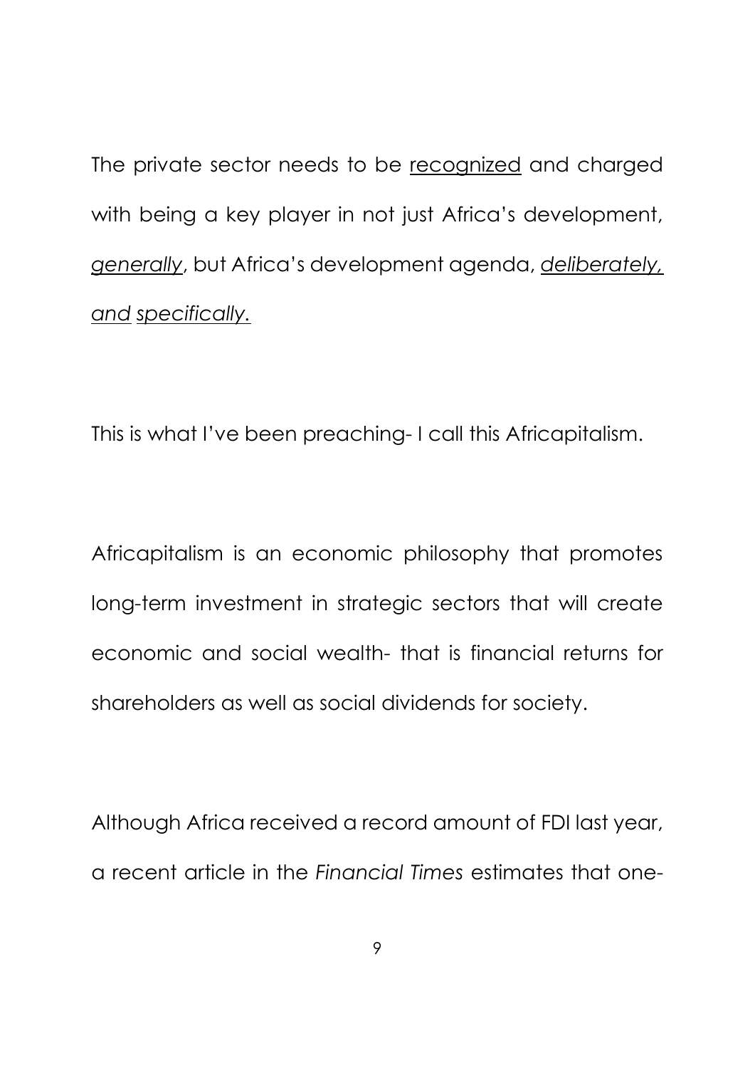The private sector needs to be <u>recognized</u> and charged with being a key player in not just Africa's development, <u>*generally*</u>, but Africa's development agenda, <u>*deliberately, and*</u> <u>*specifically.*</u>

This is what I've been preaching- I call this Africapitalism.

Africapitalism is an economic philosophy that promotes long-term investment in strategic sectors that will create economic and social wealth- that is financial returns for shareholders as well as social dividends for society.

Although Africa received a record amount of FDI last year, a recent article in the *Financial Times* estimates that one-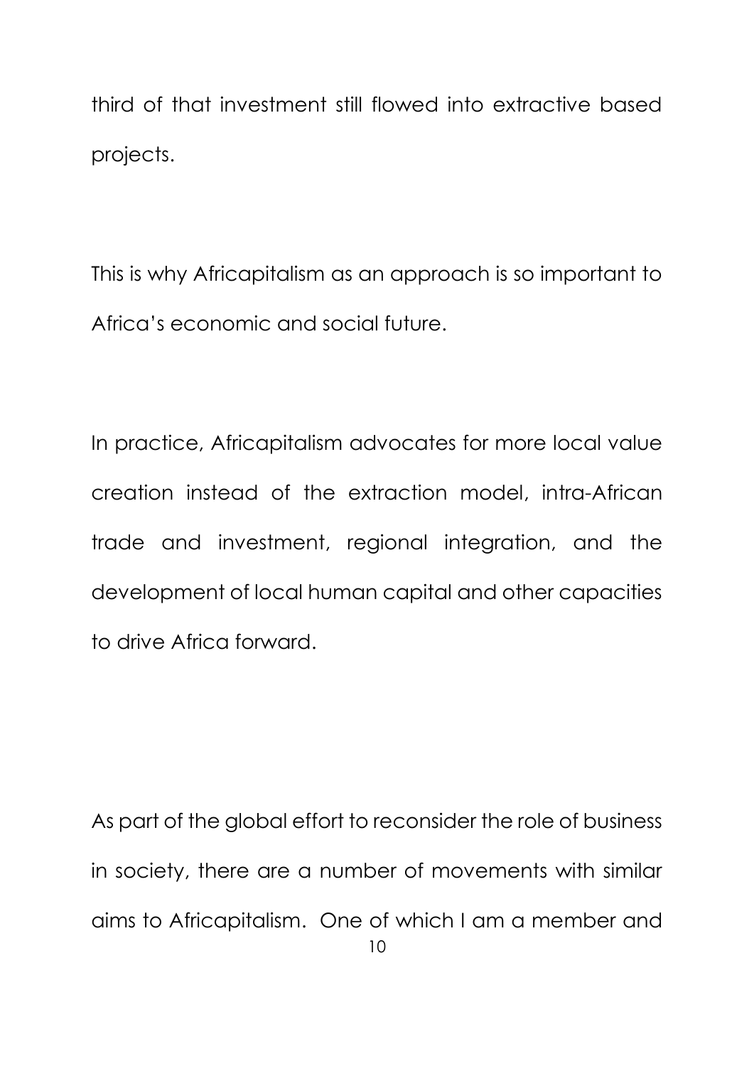third of that investment still flowed into extractive based projects.

This is why Africapitalism as an approach is so important to Africa's economic and social future.

In practice, Africapitalism advocates for more local value creation instead of the extraction model, intra-African trade and investment, regional integration, and the development of local human capital and other capacities to drive Africa forward.

As part of the global effort to reconsider the role of business in society, there are a number of movements with similar aims to Africapitalism. One of which I am a member and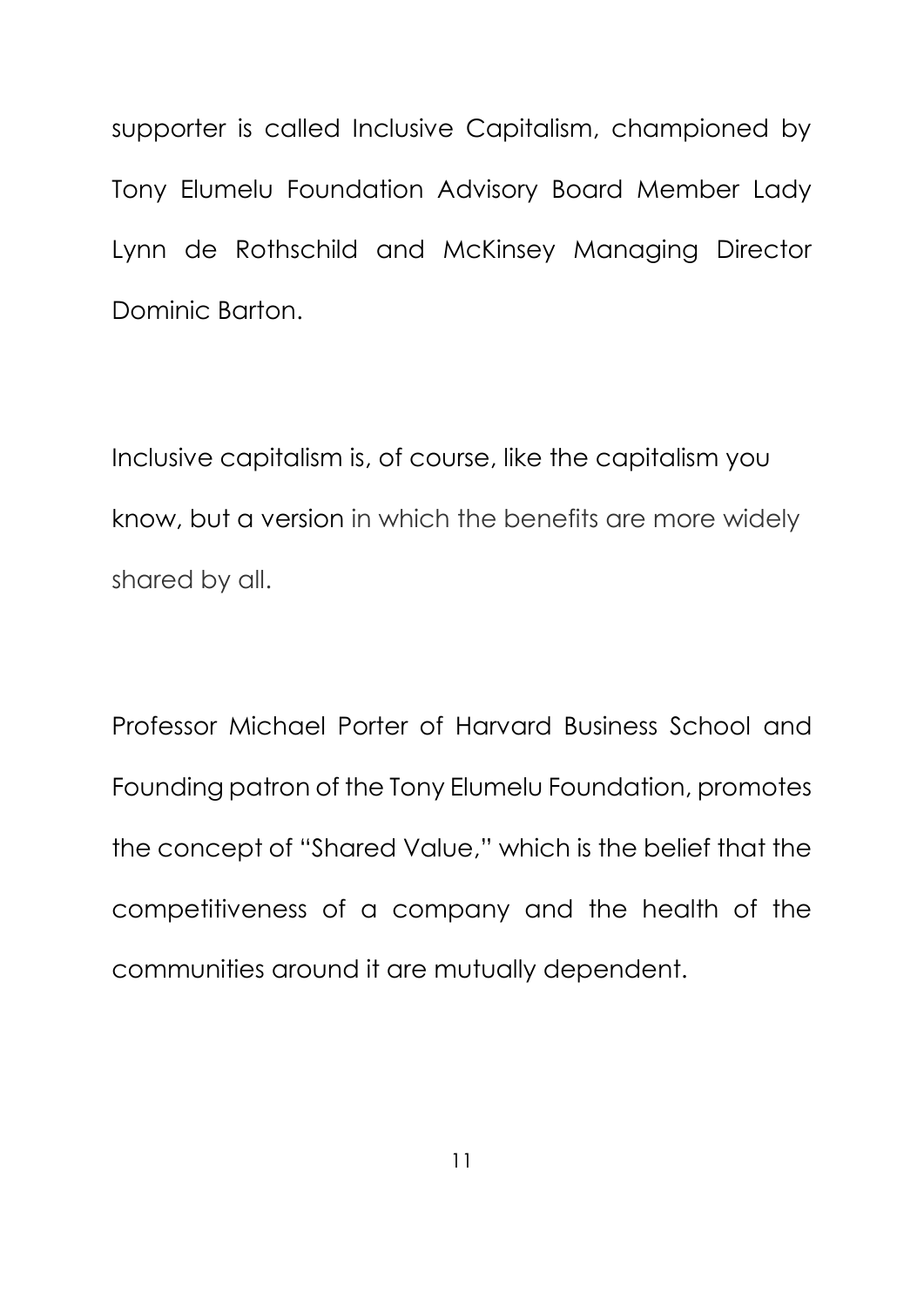supporter is called Inclusive Capitalism, championed by Tony Elumelu Foundation Advisory Board Member Lady Lynn de Rothschild and McKinsey Managing Director Dominic Barton.

Inclusive capitalism is, of course, like the capitalism you know, but a version in which the benefits are more widely shared by all.

Professor Michael Porter of Harvard Business School and Founding patron of the Tony Elumelu Foundation, promotes the concept of "Shared Value," which is the belief that the competitiveness of a company and the health of the communities around it are mutually dependent.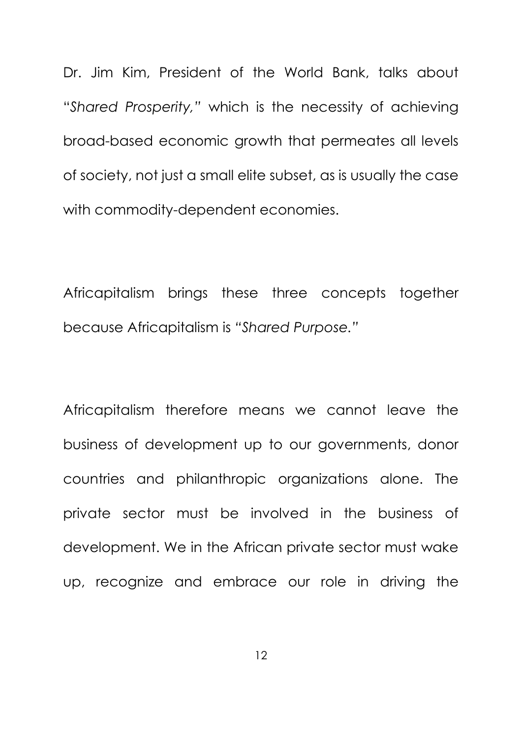Dr. Jim Kim, President of the World Bank, talks about "*Shared Prosperity,*" which is the necessity of achieving broad-based economic growth that permeates all levels of society, not just a small elite subset, as is usually the case with commodity-dependent economies.

Africapitalism brings these three concepts together because Africapitalism is *"Shared Purpose."*

Africapitalism therefore means we cannot leave the business of development up to our governments, donor countries and philanthropic organizations alone. The private sector must be involved in the business of development. We in the African private sector must wake up, recognize and embrace our role in driving the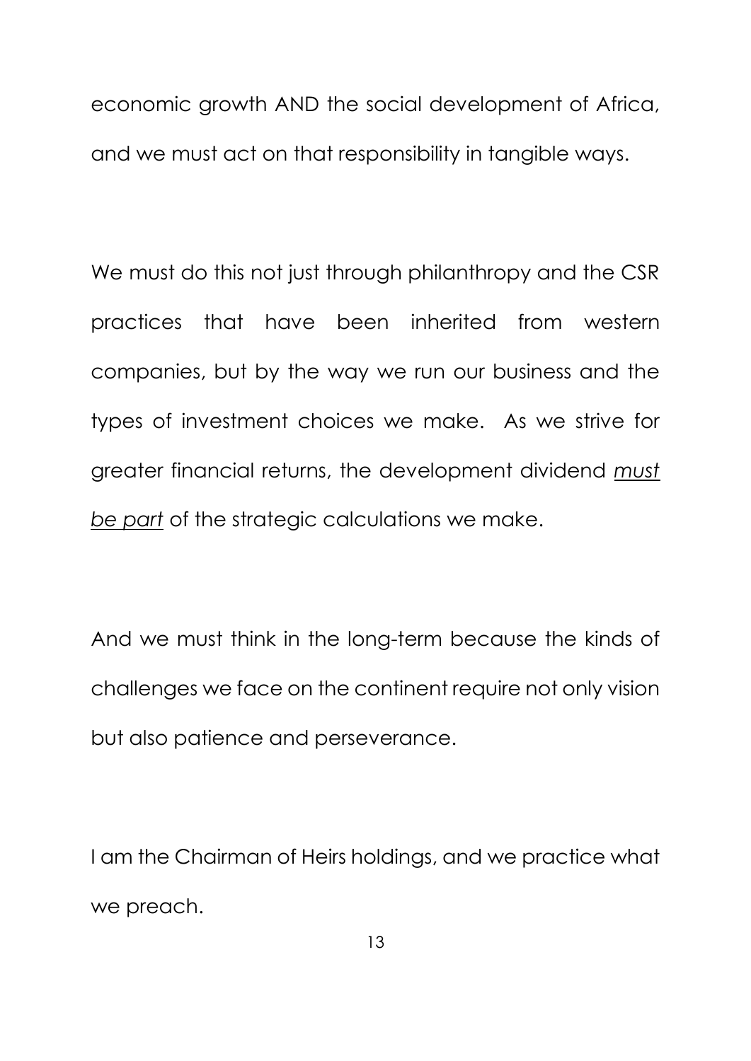economic growth AND the social development of Africa, and we must act on that responsibility in tangible ways.

We must do this not just through philanthropy and the CSR practices that have been inherited from western companies, but by the way we run our business and the types of investment choices we make. As we strive for greater financial returns, the development dividend *must be part* of the strategic calculations we make.

And we must think in the long-term because the kinds of challenges we face on the continent require not only vision but also patience and perseverance.

I am the Chairman of Heirs holdings, and we practice what we preach.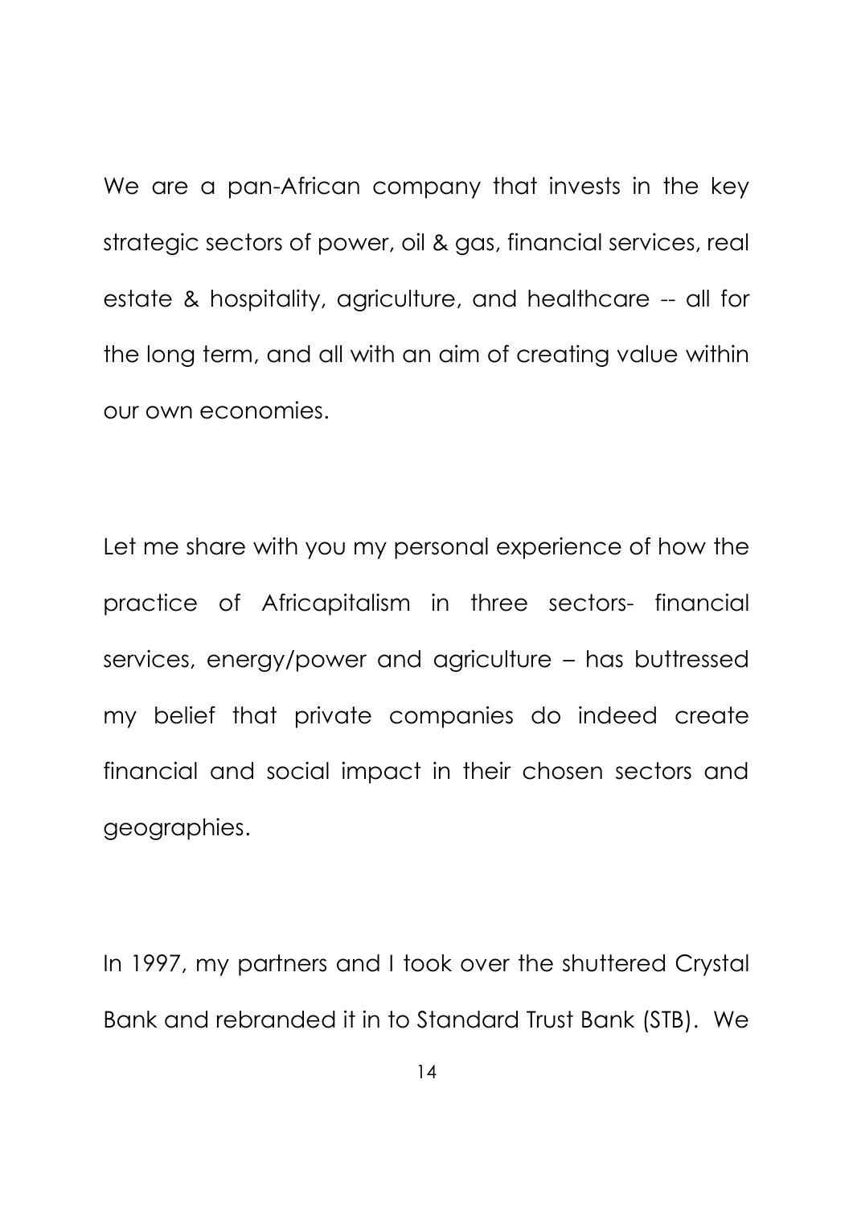We are a pan-African company that invests in the key strategic sectors of power, oil & gas, financial services, real estate & hospitality, agriculture, and healthcare -- all for the long term, and all with an aim of creating value within our own economies.

Let me share with you my personal experience of how the practice of Africapitalism in three sectors- financial services, energy/power and agriculture – has buttressed my belief that private companies do indeed create financial and social impact in their chosen sectors and geographies.

In 1997, my partners and I took over the shuttered Crystal Bank and rebranded it in to Standard Trust Bank (STB). We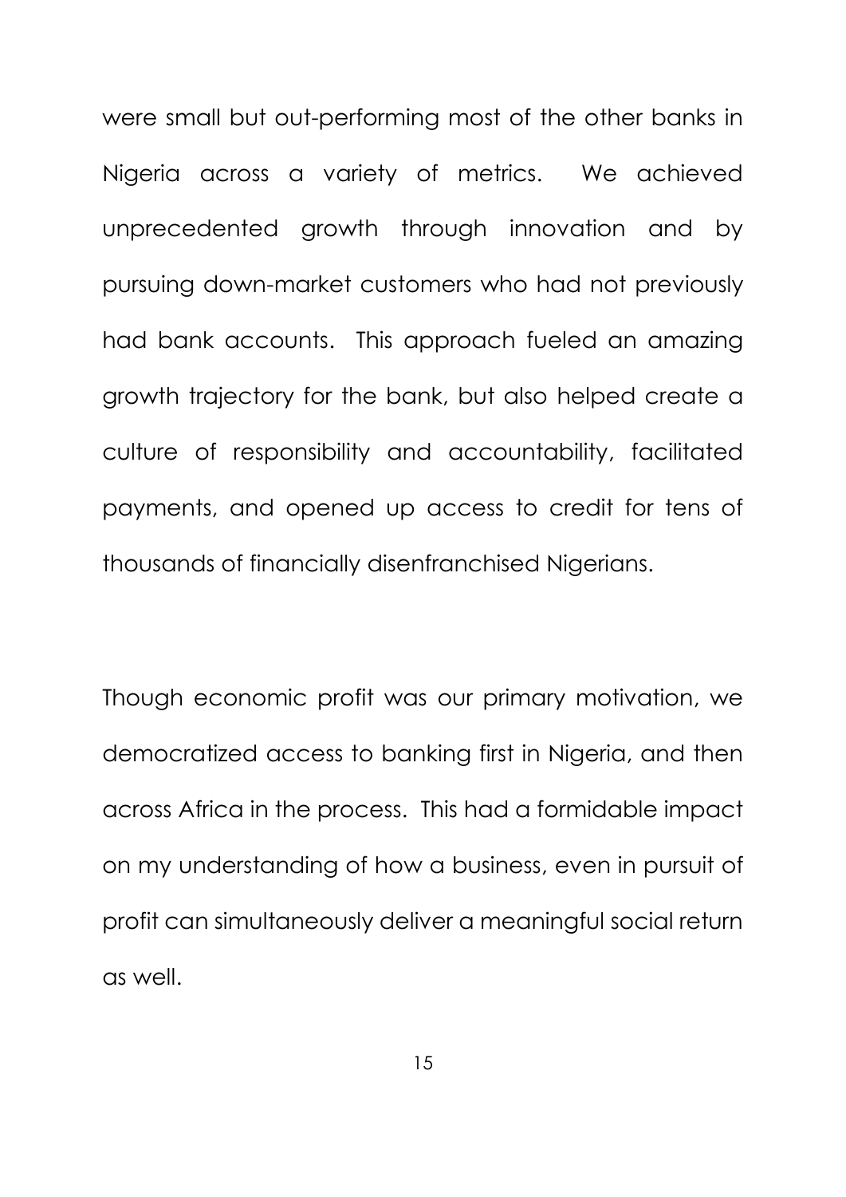were small but out-performing most of the other banks in Nigeria across a variety of metrics. We achieved unprecedented growth through innovation and by pursuing down-market customers who had not previously had bank accounts. This approach fueled an amazing growth trajectory for the bank, but also helped create a culture of responsibility and accountability, facilitated payments, and opened up access to credit for tens of thousands of financially disenfranchised Nigerians.

Though economic profit was our primary motivation, we democratized access to banking first in Nigeria, and then across Africa in the process. This had a formidable impact on my understanding of how a business, even in pursuit of profit can simultaneously deliver a meaningful social return as well.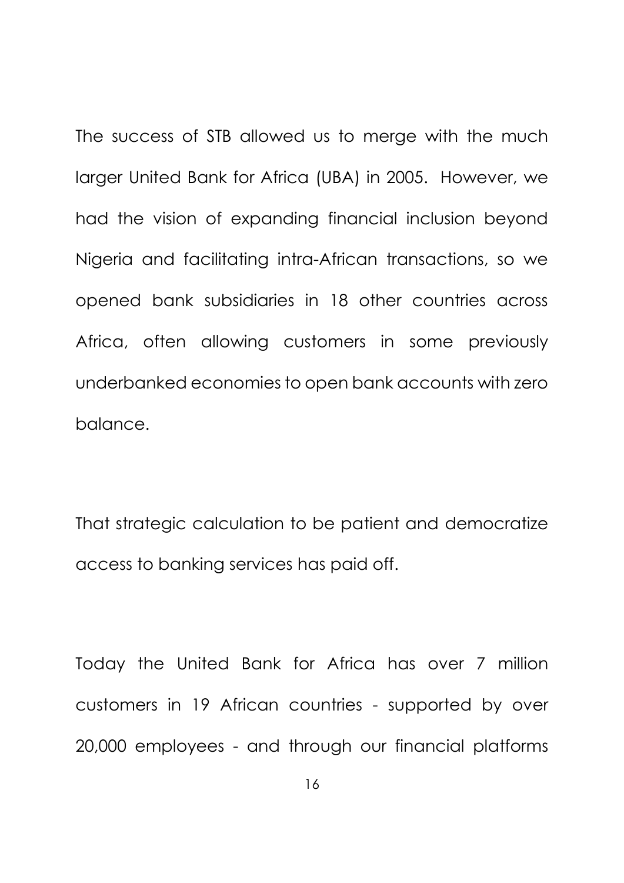The success of STB allowed us to merge with the much larger United Bank for Africa (UBA) in 2005. However, we had the vision of expanding financial inclusion beyond Nigeria and facilitating intra-African transactions, so we opened bank subsidiaries in 18 other countries across Africa, often allowing customers in some previously underbanked economies to open bank accounts with zero balance.

That strategic calculation to be patient and democratize access to banking services has paid off.

Today the United Bank for Africa has over 7 million customers in 19 African countries - supported by over 20,000 employees - and through our financial platforms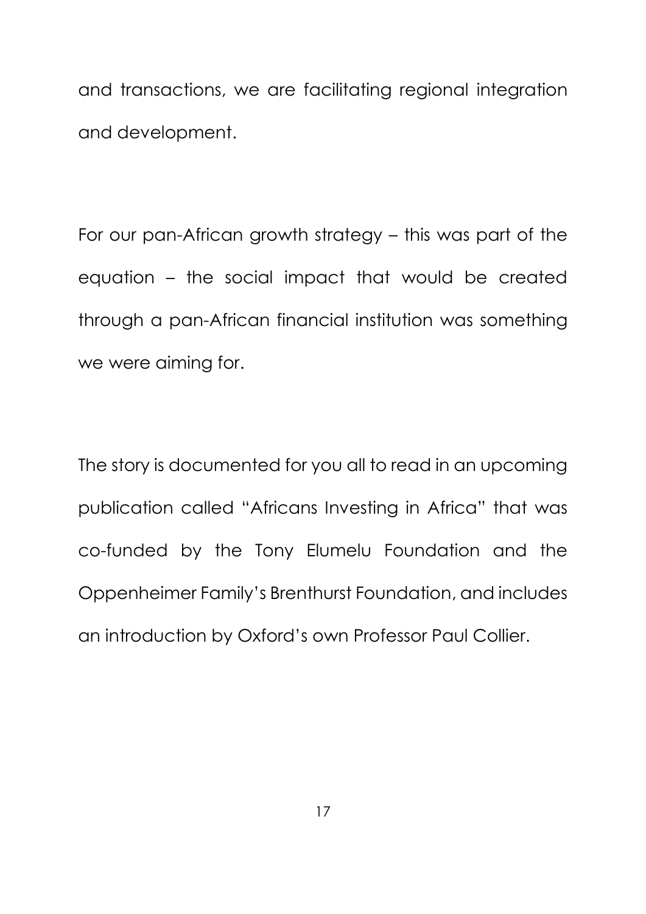and transactions, we are facilitating regional integration and development.

For our pan-African growth strategy – this was part of the equation – the social impact that would be created through a pan-African financial institution was something we were aiming for.

The story is documented for you all to read in an upcoming publication called "Africans Investing in Africa" that was co-funded by the Tony Elumelu Foundation and the Oppenheimer Family's Brenthurst Foundation, and includes an introduction by Oxford's own Professor Paul Collier.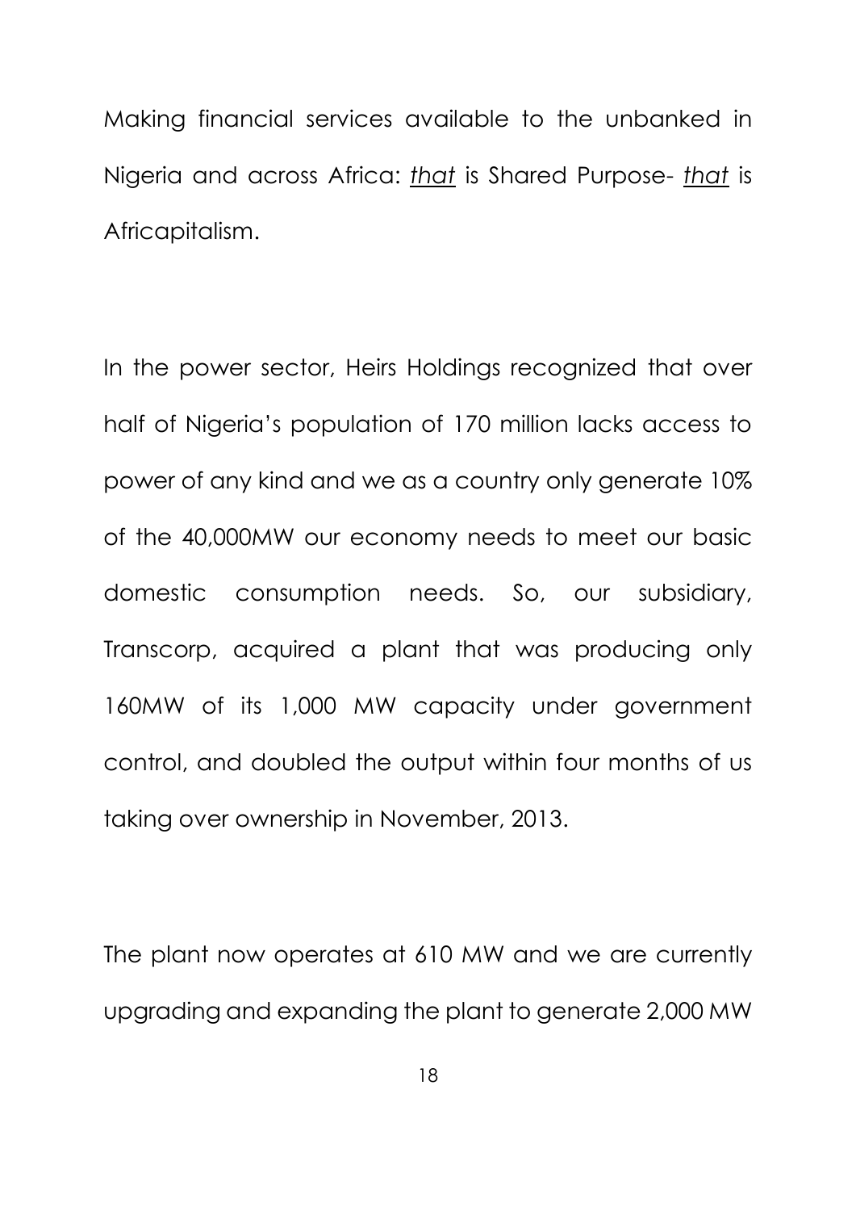Making financial services available to the unbanked in Nigeria and across Africa: *that* is Shared Purpose- *that* is Africapitalism.

In the power sector, Heirs Holdings recognized that over half of Nigeria's population of 170 million lacks access to power of any kind and we as a country only generate 10% of the 40,000MW our economy needs to meet our basic domestic consumption needs. So, our subsidiary, Transcorp, acquired a plant that was producing only 160MW of its 1,000 MW capacity under government control, and doubled the output within four months of us taking over ownership in November, 2013.

The plant now operates at 610 MW and we are currently upgrading and expanding the plant to generate 2,000 MW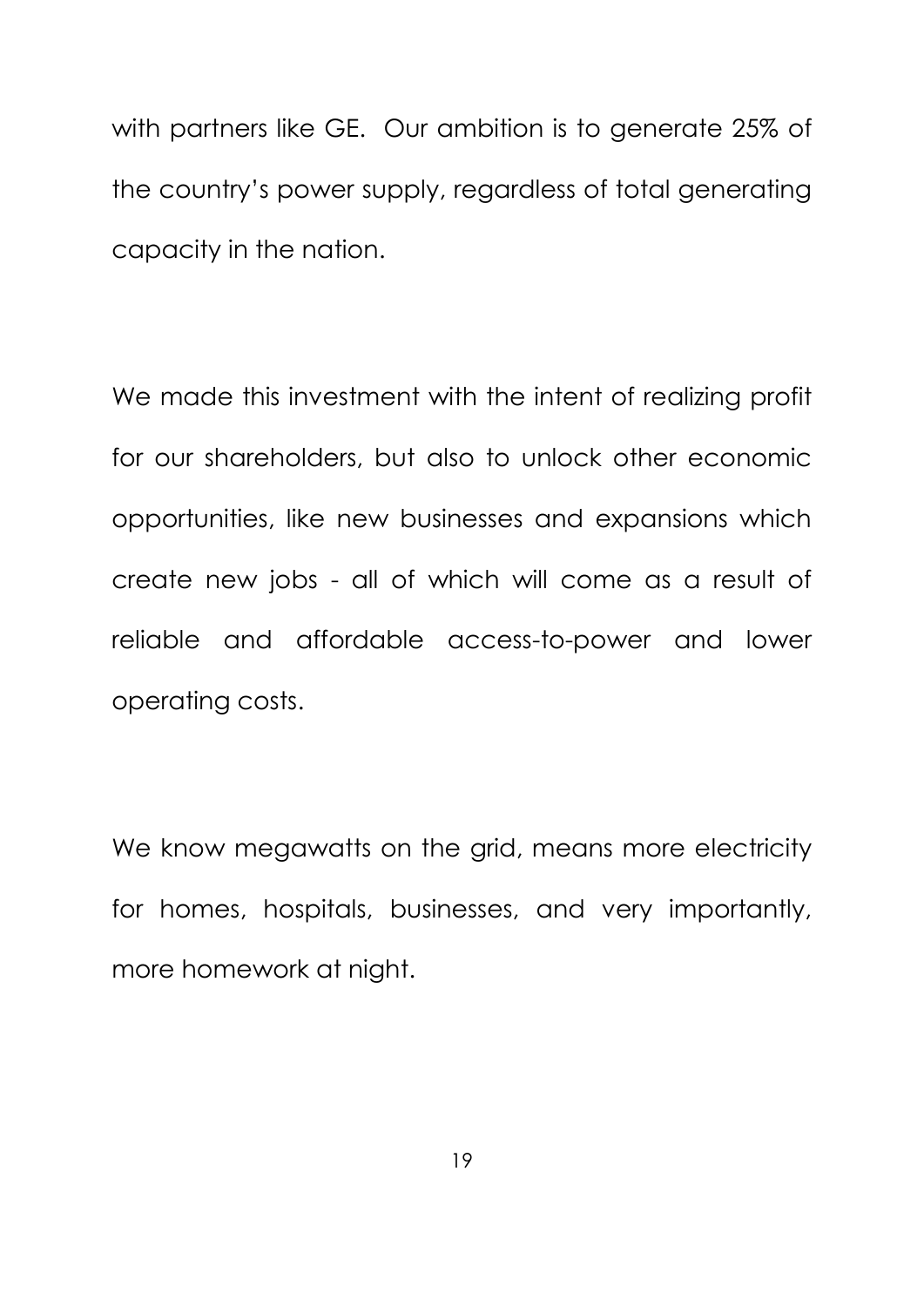with partners like GE. Our ambition is to generate 25% of the country's power supply, regardless of total generating capacity in the nation.

We made this investment with the intent of realizing profit for our shareholders, but also to unlock other economic opportunities, like new businesses and expansions which create new jobs - all of which will come as a result of reliable and affordable access-to-power and lower operating costs.

We know megawatts on the grid, means more electricity for homes, hospitals, businesses, and very importantly, more homework at night.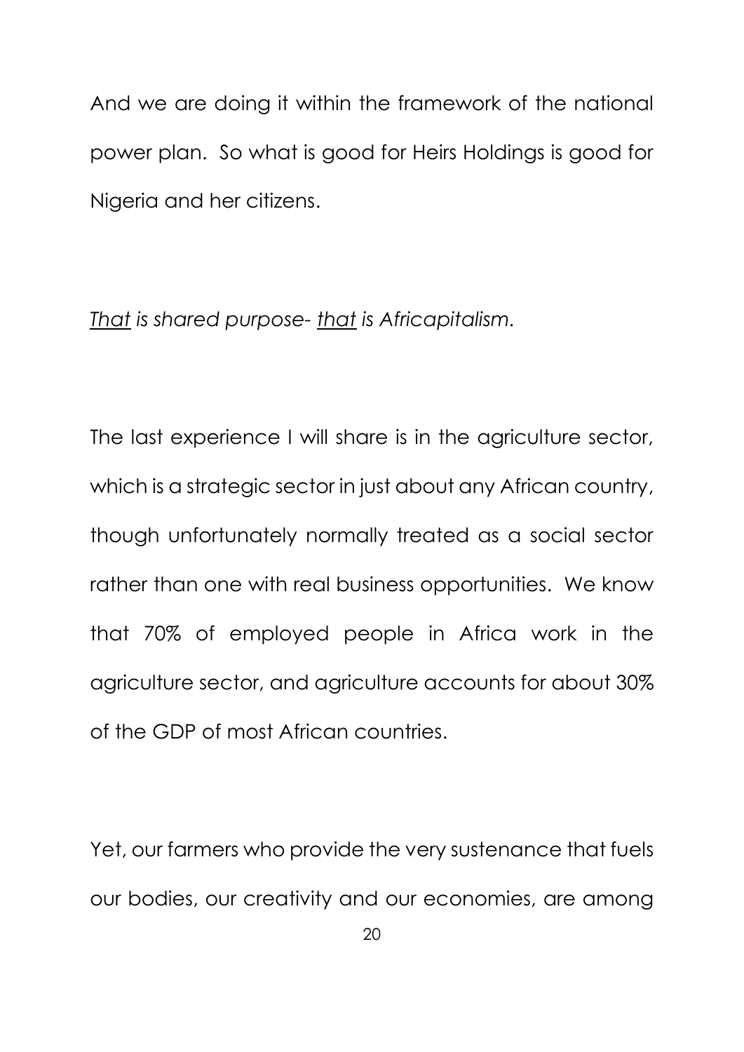And we are doing it within the framework of the national power plan. So what is good for Heirs Holdings is good for Nigeria and her citizens.

*<u>That</u> is shared purpose- <u>that</u> is Africapitalism.*

The last experience I will share is in the agriculture sector, which is a strategic sector in just about any African country, though unfortunately normally treated as a social sector rather than one with real business opportunities. We know that 70% of employed people in Africa work in the agriculture sector, and agriculture accounts for about 30% of the GDP of most African countries.

Yet, our farmers who provide the very sustenance that fuels our bodies, our creativity and our economies, are among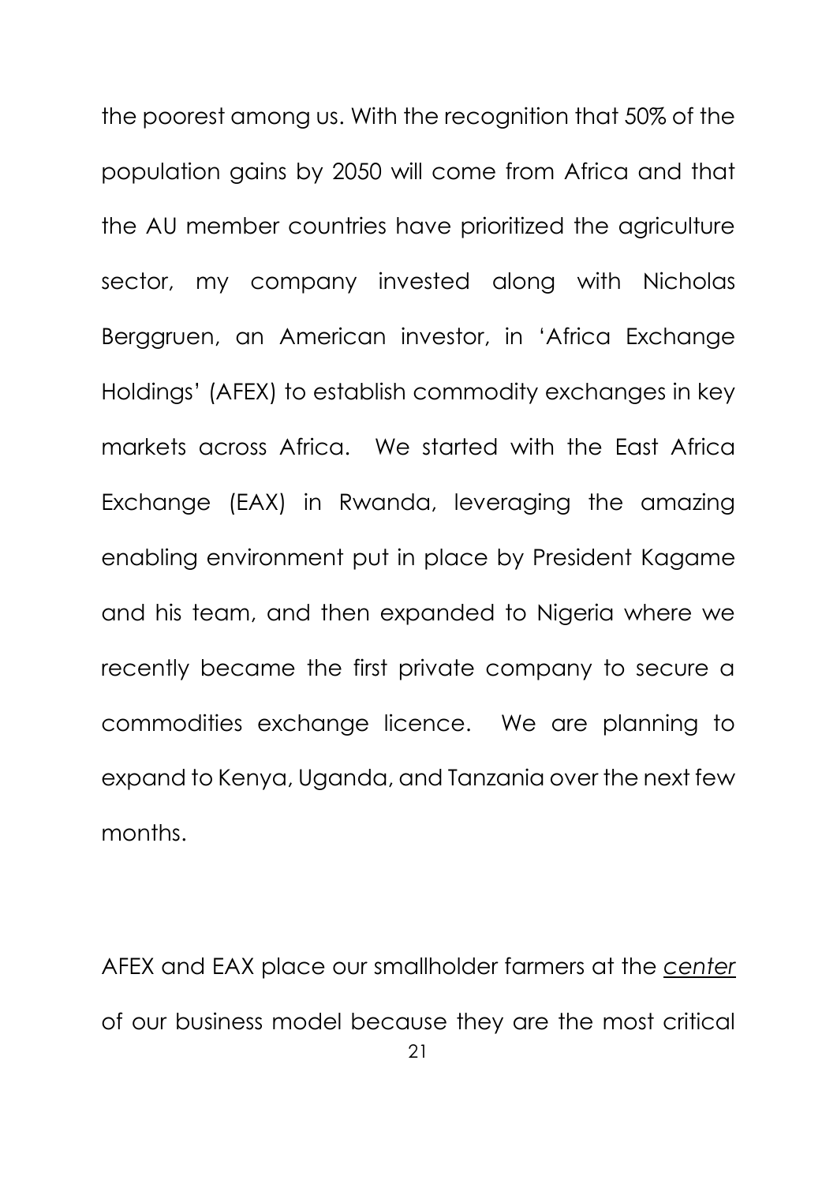the poorest among us. With the recognition that 50% of the population gains by 2050 will come from Africa and that the AU member countries have prioritized the agriculture sector, my company invested along with Nicholas Berggruen, an American investor, in 'Africa Exchange Holdings' (AFEX) to establish commodity exchanges in key markets across Africa. We started with the East Africa Exchange (EAX) in Rwanda, leveraging the amazing enabling environment put in place by President Kagame and his team, and then expanded to Nigeria where we recently became the first private company to secure a commodities exchange licence. We are planning to expand to Kenya, Uganda, and Tanzania over the next few months.

AFEX and EAX place our smallholder farmers at the *center* of our business model because they are the most critical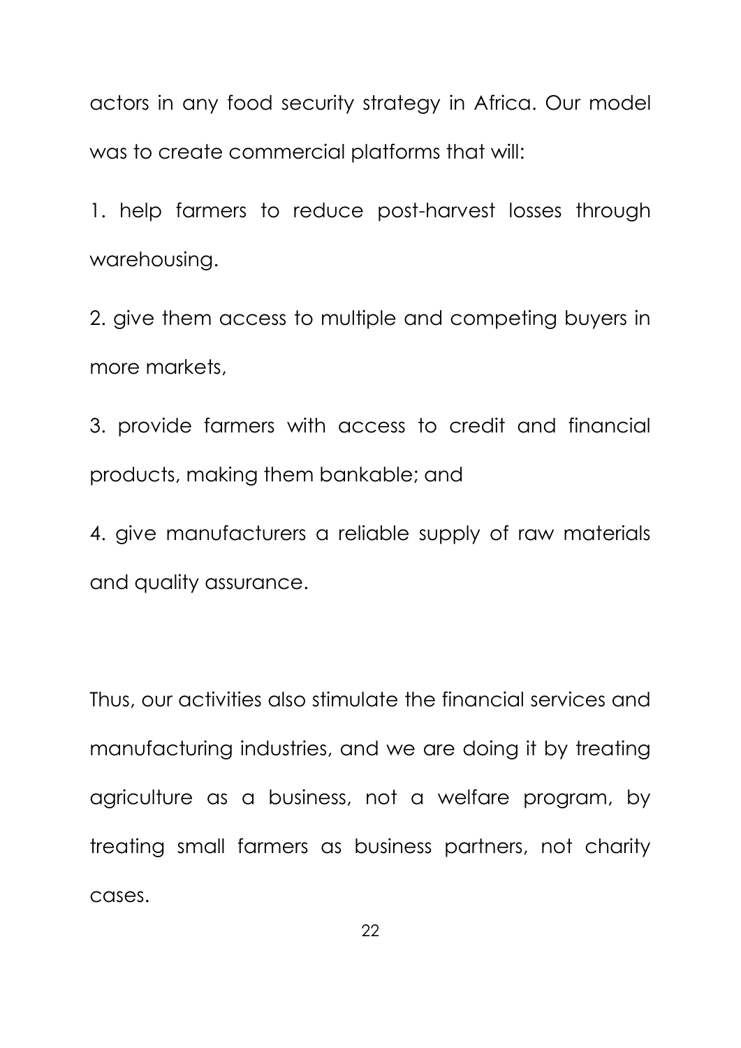actors in any food security strategy in Africa. Our model was to create commercial platforms that will:

1. help farmers to reduce post-harvest losses through warehousing.

2. give them access to multiple and competing buyers in more markets,

3. provide farmers with access to credit and financial products, making them bankable; and

4. give manufacturers a reliable supply of raw materials and quality assurance.

Thus, our activities also stimulate the financial services and manufacturing industries, and we are doing it by treating agriculture as a business, not a welfare program, by treating small farmers as business partners, not charity cases.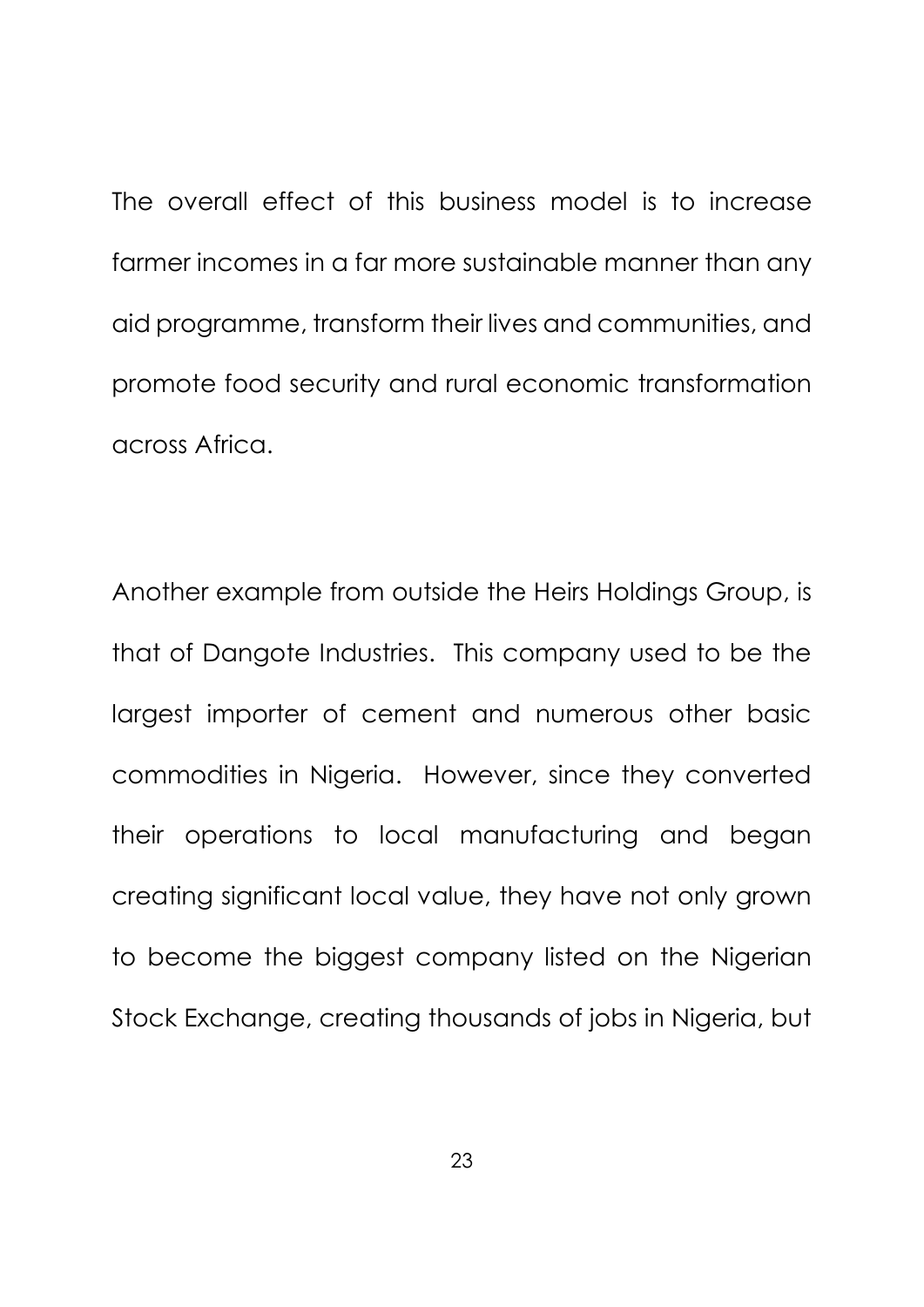The overall effect of this business model is to increase farmer incomes in a far more sustainable manner than any aid programme, transform their lives and communities, and promote food security and rural economic transformation across Africa.

Another example from outside the Heirs Holdings Group, is that of Dangote Industries. This company used to be the largest importer of cement and numerous other basic commodities in Nigeria. However, since they converted their operations to local manufacturing and began creating significant local value, they have not only grown to become the biggest company listed on the Nigerian Stock Exchange, creating thousands of jobs in Nigeria, but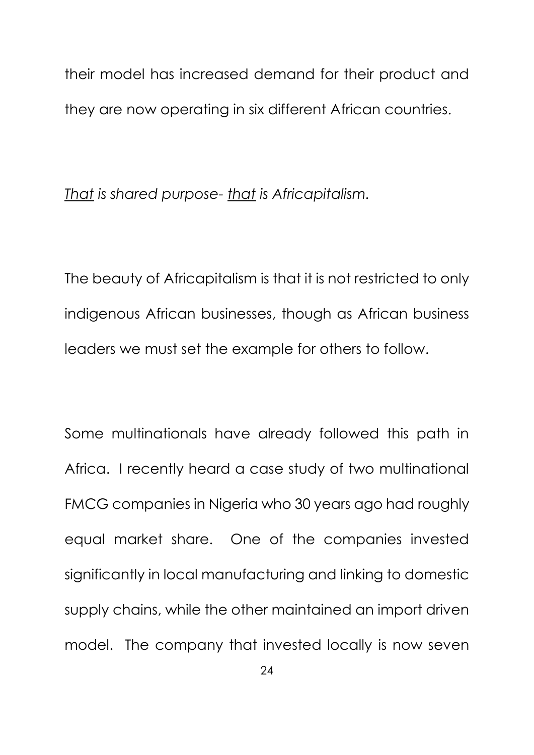their model has increased demand for their product and they are now operating in six different African countries.

*<u>That</u> is shared purpose- <u>that</u> is Africapitalism.*

The beauty of Africapitalism is that it is not restricted to only indigenous African businesses, though as African business leaders we must set the example for others to follow.

Some multinationals have already followed this path in Africa. I recently heard a case study of two multinational FMCG companies in Nigeria who 30 years ago had roughly equal market share. One of the companies invested significantly in local manufacturing and linking to domestic supply chains, while the other maintained an import driven model. The company that invested locally is now seven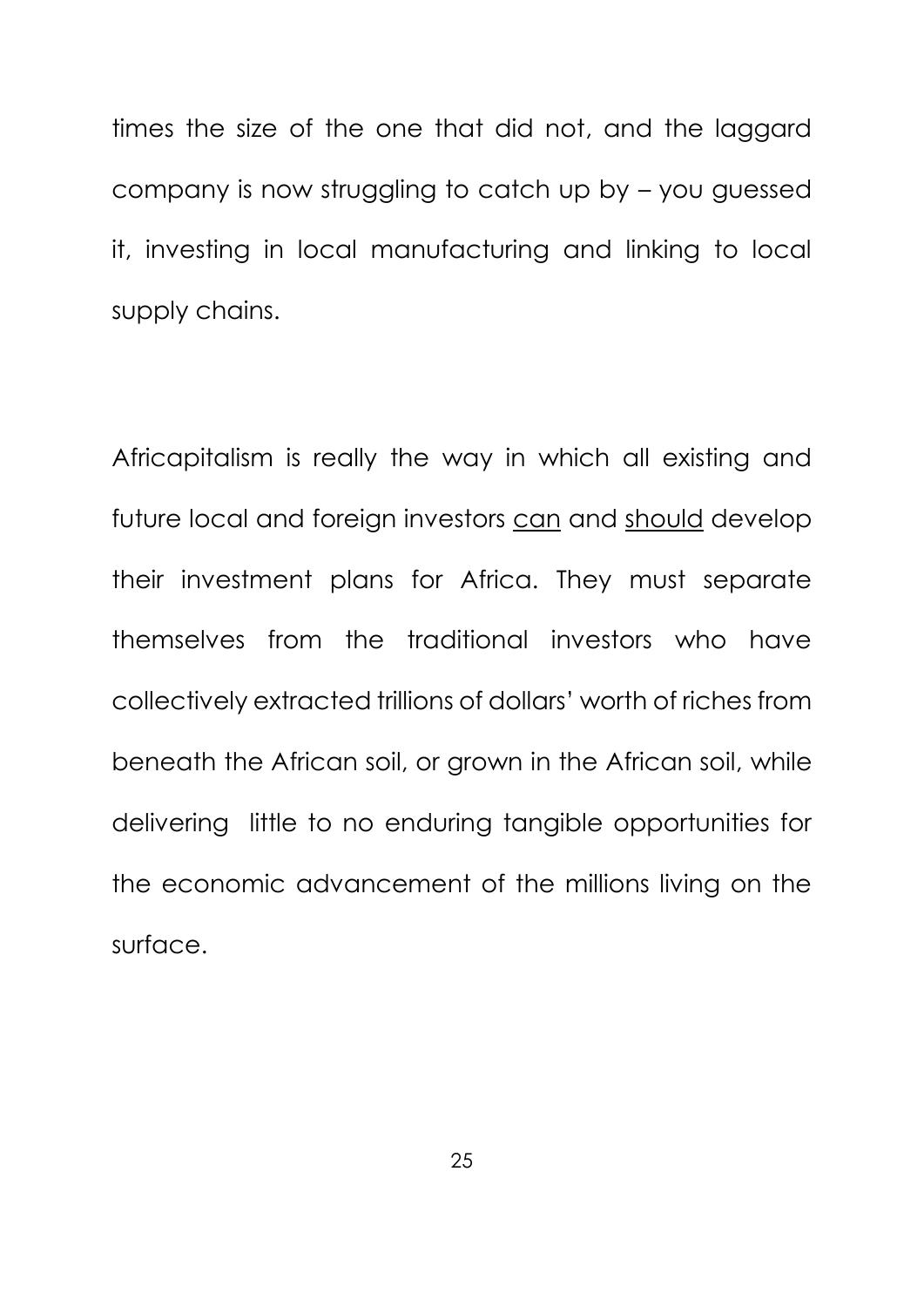times the size of the one that did not, and the laggard company is now struggling to catch up by – you guessed it, investing in local manufacturing and linking to local supply chains.

Africapitalism is really the way in which all existing and future local and foreign investors <u>can</u> and <u>should</u> develop their investment plans for Africa. They must separate themselves from the traditional investors who have collectively extracted trillions of dollars' worth of riches from beneath the African soil, or grown in the African soil, while delivering little to no enduring tangible opportunities for the economic advancement of the millions living on the surface.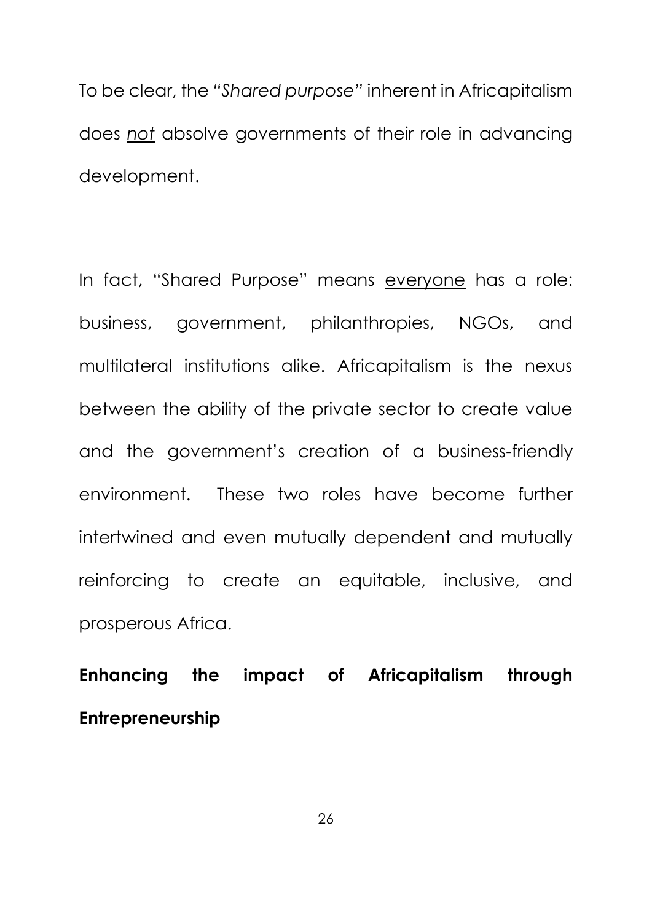To be clear, the "*Shared purpose*" inherent in Africapitalism does *not* absolve governments of their role in advancing development.

In fact, "Shared Purpose" means everyone has a role: business, government, philanthropies, NGOs, and multilateral institutions alike. Africapitalism is the nexus between the ability of the private sector to create value and the government's creation of a business-friendly environment. These two roles have become further intertwined and even mutually dependent and mutually reinforcing to create an equitable, inclusive, and prosperous Africa.

**Enhancing the impact of Africapitalism through Entrepreneurship**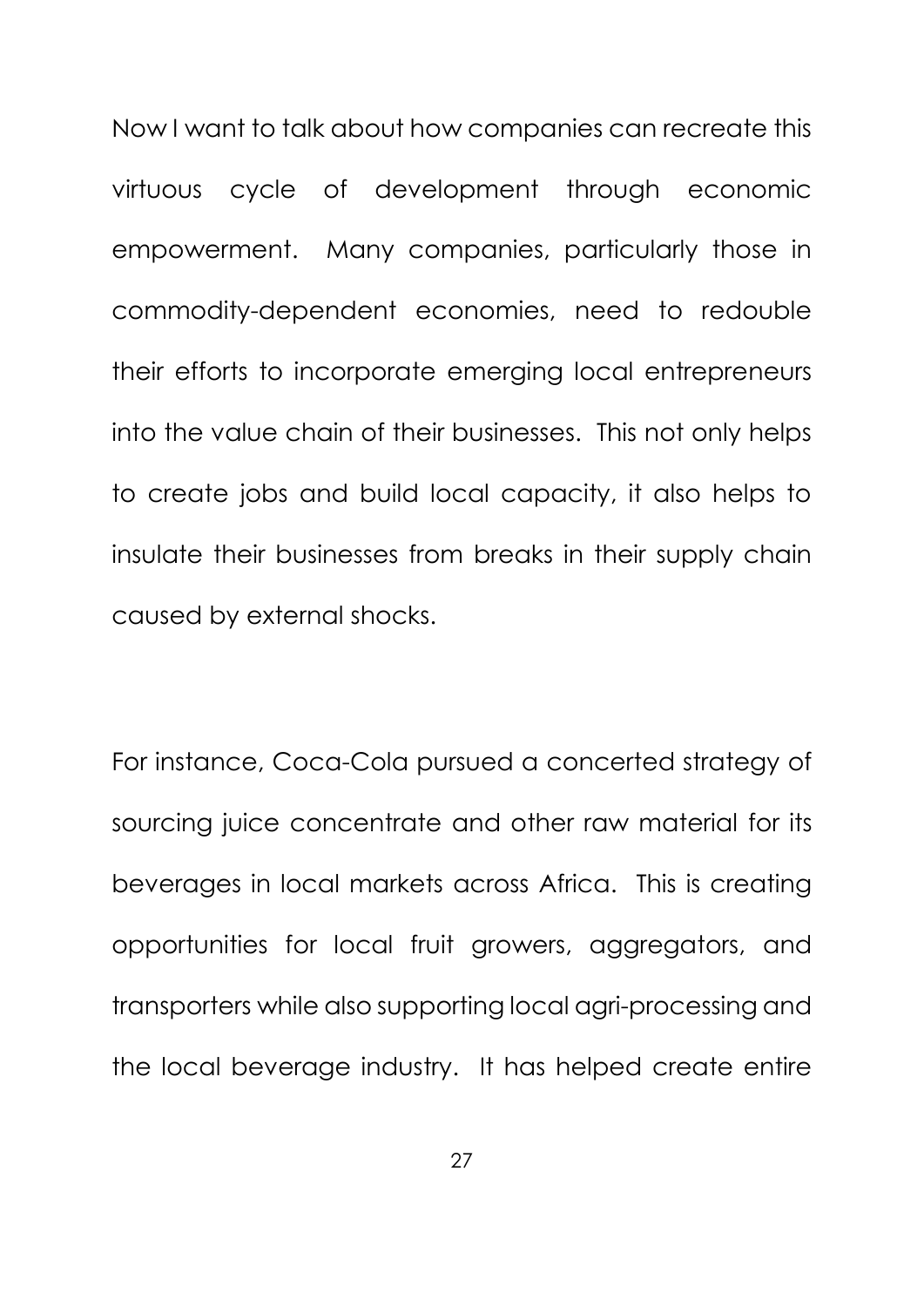Now I want to talk about how companies can recreate this virtuous cycle of development through economic empowerment. Many companies, particularly those in commodity-dependent economies, need to redouble their efforts to incorporate emerging local entrepreneurs into the value chain of their businesses. This not only helps to create jobs and build local capacity, it also helps to insulate their businesses from breaks in their supply chain caused by external shocks.

For instance, Coca-Cola pursued a concerted strategy of sourcing juice concentrate and other raw material for its beverages in local markets across Africa. This is creating opportunities for local fruit growers, aggregators, and transporters while also supporting local agri-processing and the local beverage industry. It has helped create entire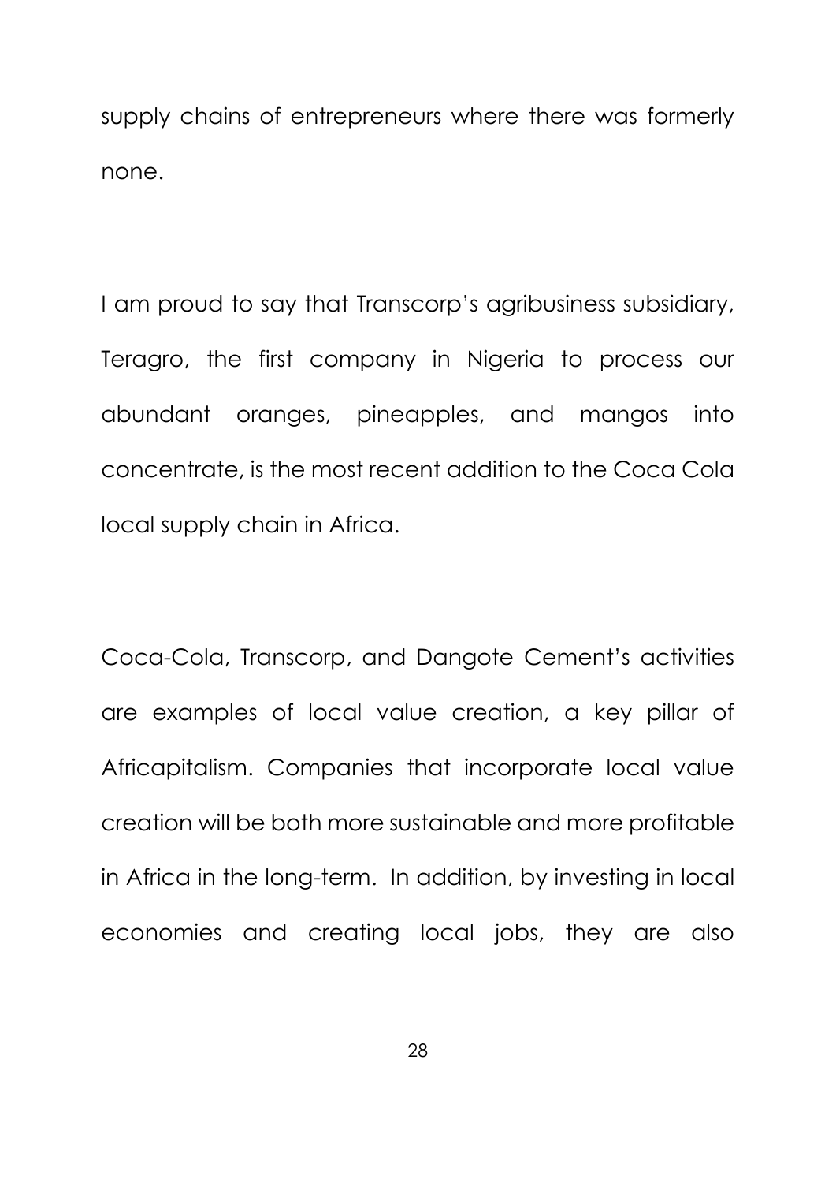supply chains of entrepreneurs where there was formerly none.

I am proud to say that Transcorp's agribusiness subsidiary, Teragro, the first company in Nigeria to process our abundant oranges, pineapples, and mangos into concentrate, is the most recent addition to the Coca Cola local supply chain in Africa.

Coca-Cola, Transcorp, and Dangote Cement's activities are examples of local value creation, a key pillar of Africapitalism. Companies that incorporate local value creation will be both more sustainable and more profitable in Africa in the long-term. In addition, by investing in local economies and creating local jobs, they are also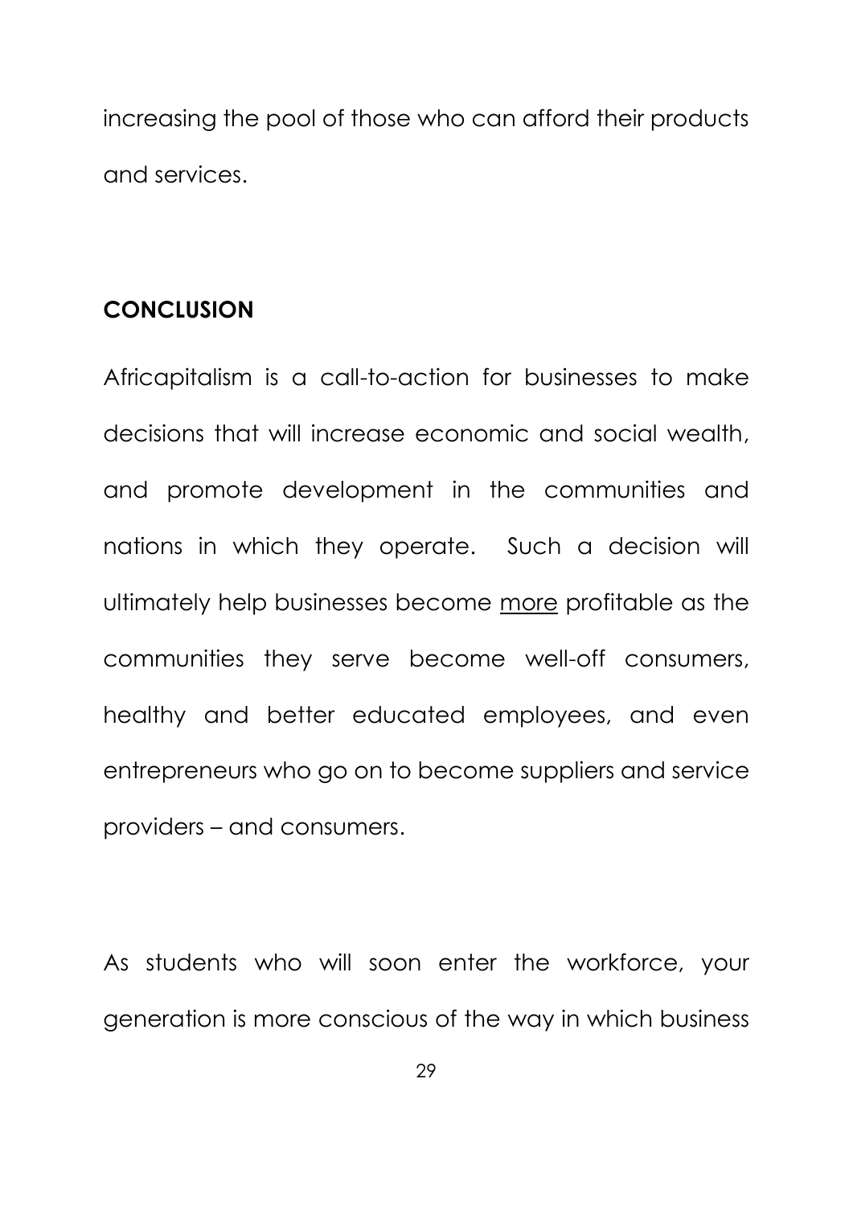increasing the pool of those who can afford their products and services.

**CONCLUSION**

Africapitalism is a call-to-action for businesses to make decisions that will increase economic and social wealth, and promote development in the communities and nations in which they operate. Such a decision will ultimately help businesses become <u>more</u> profitable as the communities they serve become well-off consumers, healthy and better educated employees, and even entrepreneurs who go on to become suppliers and service providers – and consumers.

As students who will soon enter the workforce, your generation is more conscious of the way in which business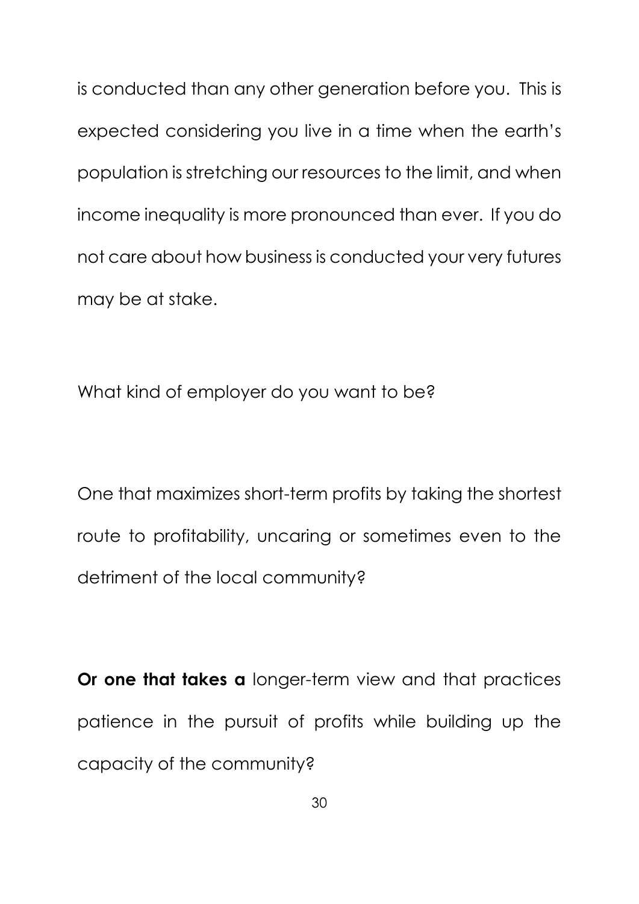is conducted than any other generation before you. This is expected considering you live in a time when the earth's population is stretching our resources to the limit, and when income inequality is more pronounced than ever. If you do not care about how business is conducted your very futures may be at stake.

What kind of employer do you want to be?

One that maximizes short-term profits by taking the shortest route to profitability, uncaring or sometimes even to the detriment of the local community?

**Or one that takes a** longer-term view and that practices patience in the pursuit of profits while building up the capacity of the community?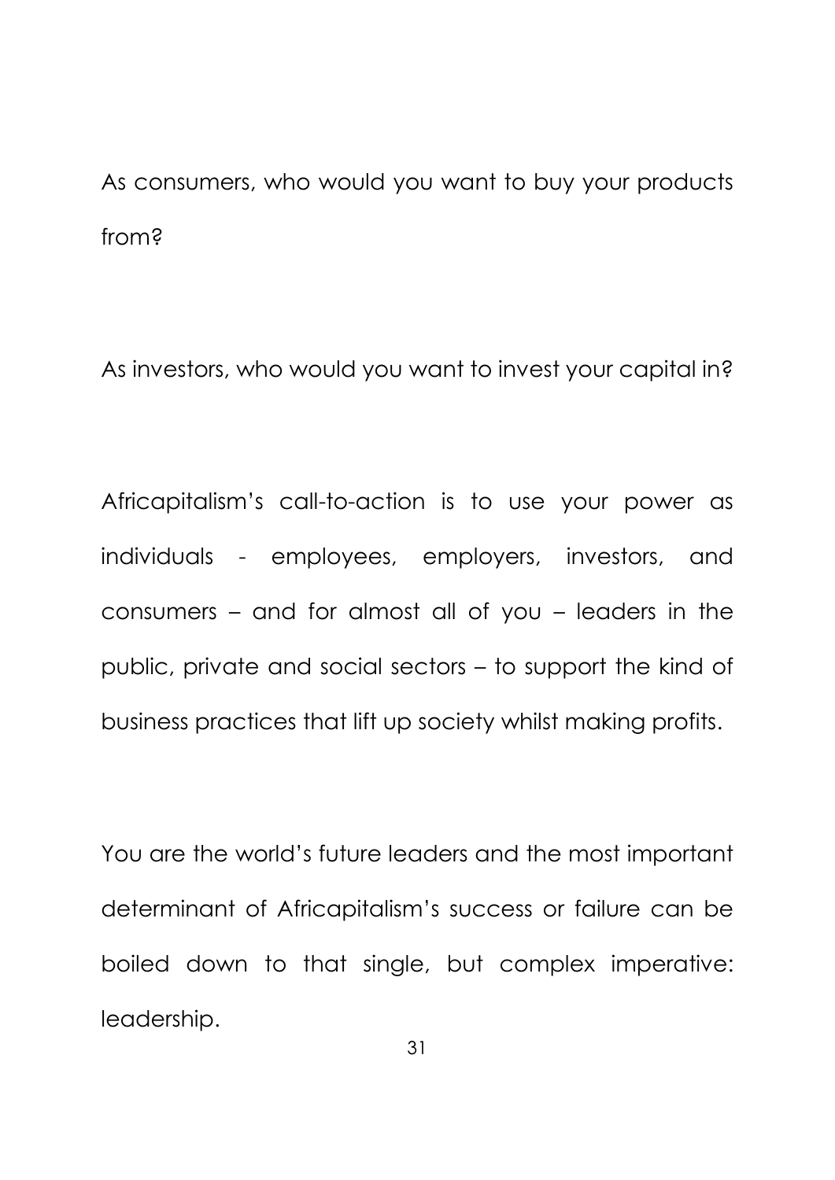As consumers, who would you want to buy your products from?

As investors, who would you want to invest your capital in?

Africapitalism's call-to-action is to use your power as individuals - employees, employers, investors, and consumers – and for almost all of you – leaders in the public, private and social sectors – to support the kind of business practices that lift up society whilst making profits.

You are the world's future leaders and the most important determinant of Africapitalism's success or failure can be boiled down to that single, but complex imperative: leadership.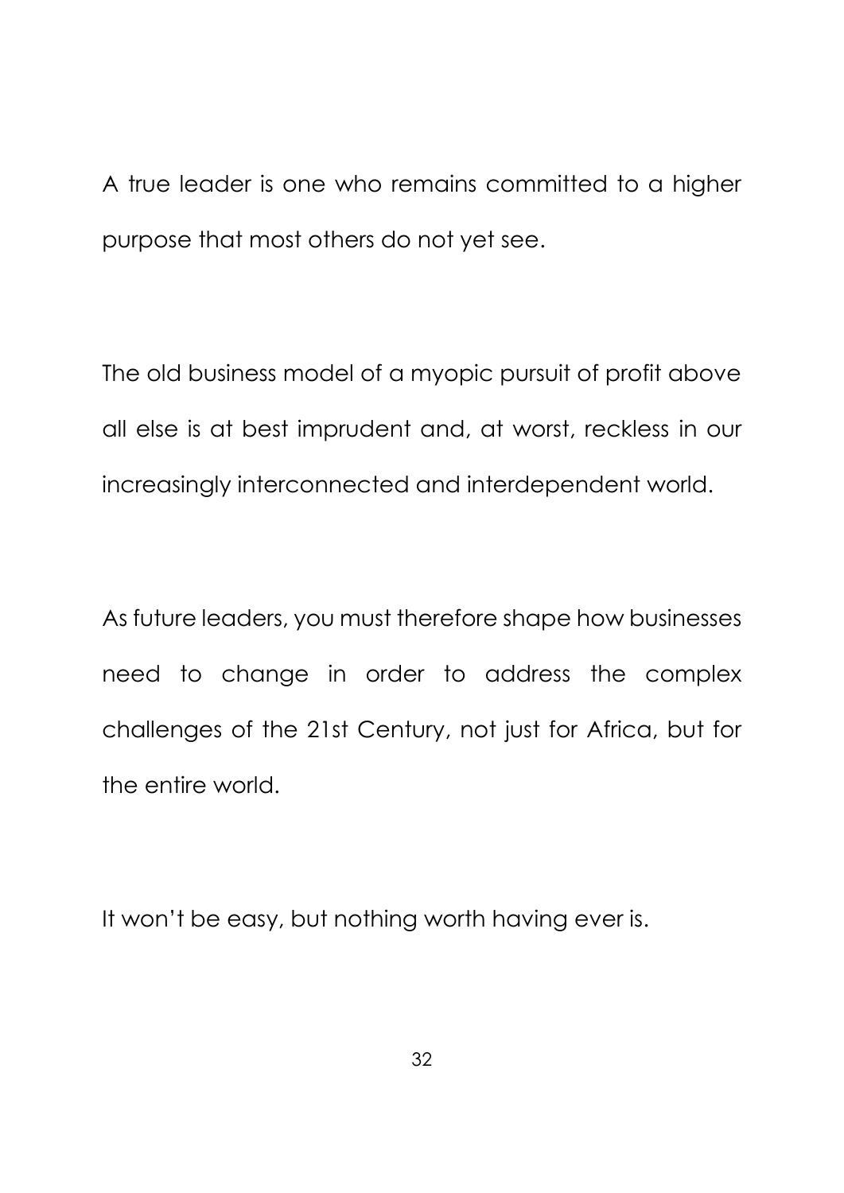A true leader is one who remains committed to a higher purpose that most others do not yet see.

The old business model of a myopic pursuit of profit above all else is at best imprudent and, at worst, reckless in our increasingly interconnected and interdependent world.

As future leaders, you must therefore shape how businesses need to change in order to address the complex challenges of the 21st Century, not just for Africa, but for the entire world.

It won't be easy, but nothing worth having ever is.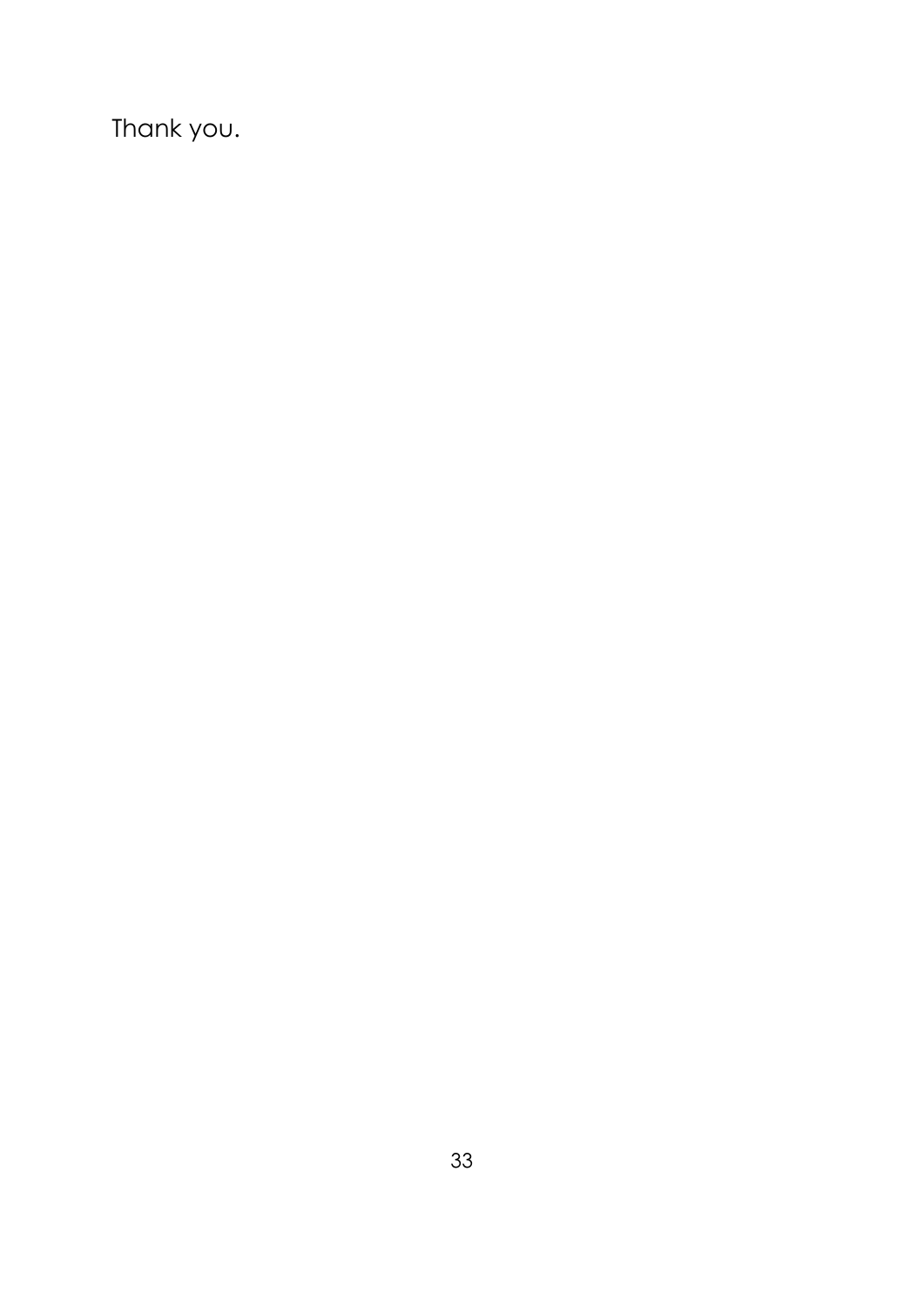Thank you.